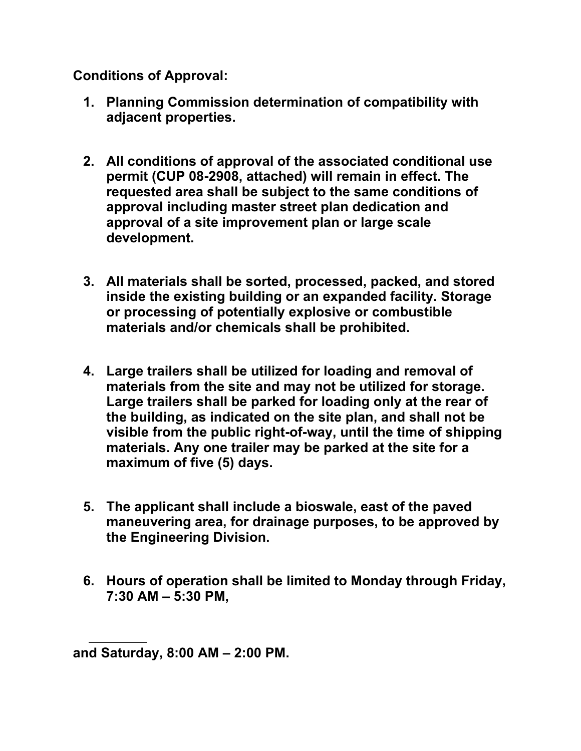**Conditions of Approval:**

1. **Planning Commission determination of compatibility with adjacent properties.**

2. **All conditions of approval of the associated conditional use permit (CUP 08-2908, attached) will remain in effect. The requested area shall be subject to the same conditions of approval including master street plan dedication and approval of a site improvement plan or large scale development.**

3. **All materials shall be sorted, processed, packed, and stored inside the existing building or an expanded facility. Storage or processing of potentially explosive or combustible materials and/or chemicals shall be prohibited.**

4. **Large trailers shall be utilized for loading and removal of materials from the site and may not be utilized for storage. Large trailers shall be parked for loading only at the rear of the building, as indicated on the site plan, and shall not be visible from the public right-of-way, until the time of shipping materials. Any one trailer may be parked at the site for a maximum of five (5) days.**

5. **The applicant shall include a bioswale, east of the paved maneuvering area, for drainage purposes, to be approved by the Engineering Division.**

6. **Hours of operation shall be limited to Monday through Friday, 7:30 AM – 5:30 PM,**

---

**and Saturday, 8:00 AM – 2:00 PM.**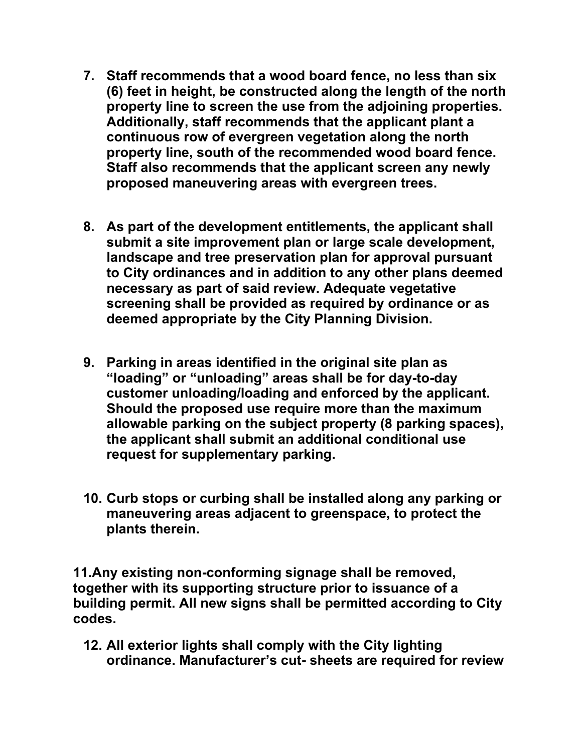7. **Staff recommends that a wood board fence, no less than six (6) feet in height, be constructed along the length of the north property line to screen the use from the adjoining properties. Additionally, staff recommends that the applicant plant a continuous row of evergreen vegetation along the north property line, south of the recommended wood board fence. Staff also recommends that the applicant screen any newly proposed maneuvering areas with evergreen trees.**

8. **As part of the development entitlements, the applicant shall submit a site improvement plan or large scale development, landscape and tree preservation plan for approval pursuant to City ordinances and in addition to any other plans deemed necessary as part of said review. Adequate vegetative screening shall be provided as required by ordinance or as deemed appropriate by the City Planning Division.**

9. **Parking in areas identified in the original site plan as "loading" or "unloading" areas shall be for day-to-day customer unloading/loading and enforced by the applicant. Should the proposed use require more than the maximum allowable parking on the subject property (8 parking spaces), the applicant shall submit an additional conditional use request for supplementary parking.**

10. **Curb stops or curbing shall be installed along any parking or maneuvering areas adjacent to greenspace, to protect the plants therein.**

11. **Any existing non-conforming signage shall be removed, together with its supporting structure prior to issuance of a building permit. All new signs shall be permitted according to City codes.**

12. **All exterior lights shall comply with the City lighting ordinance. Manufacturer's cut- sheets are required for review**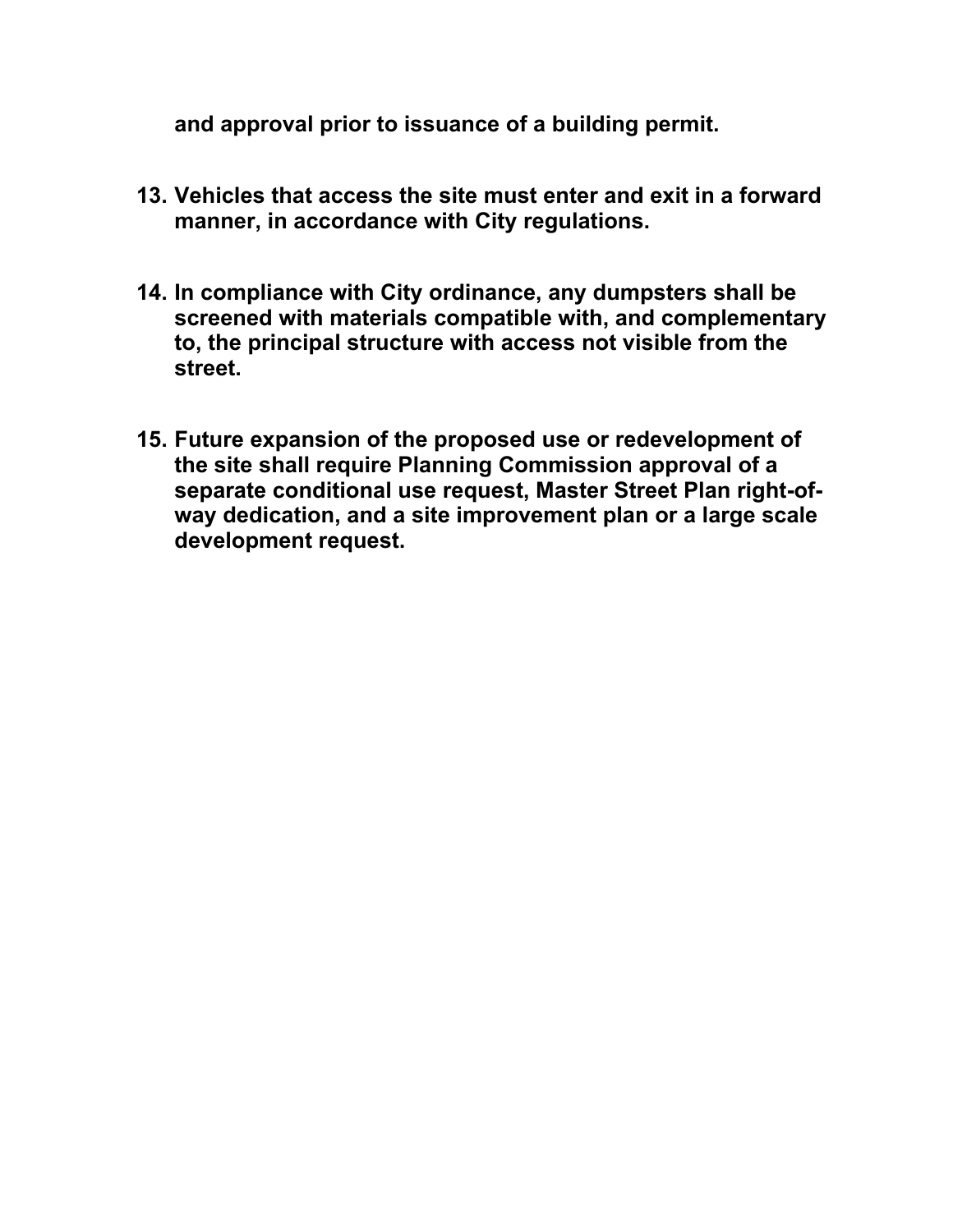**and approval prior to issuance of a building permit.**

13. **Vehicles that access the site must enter and exit in a forward manner, in accordance with City regulations.**

14. **In compliance with City ordinance, any dumpsters shall be screened with materials compatible with, and complementary to, the principal structure with access not visible from the street.**

15. **Future expansion of the proposed use or redevelopment of the site shall require Planning Commission approval of a separate conditional use request, Master Street Plan right-of-way dedication, and a site improvement plan or a large scale development request.**